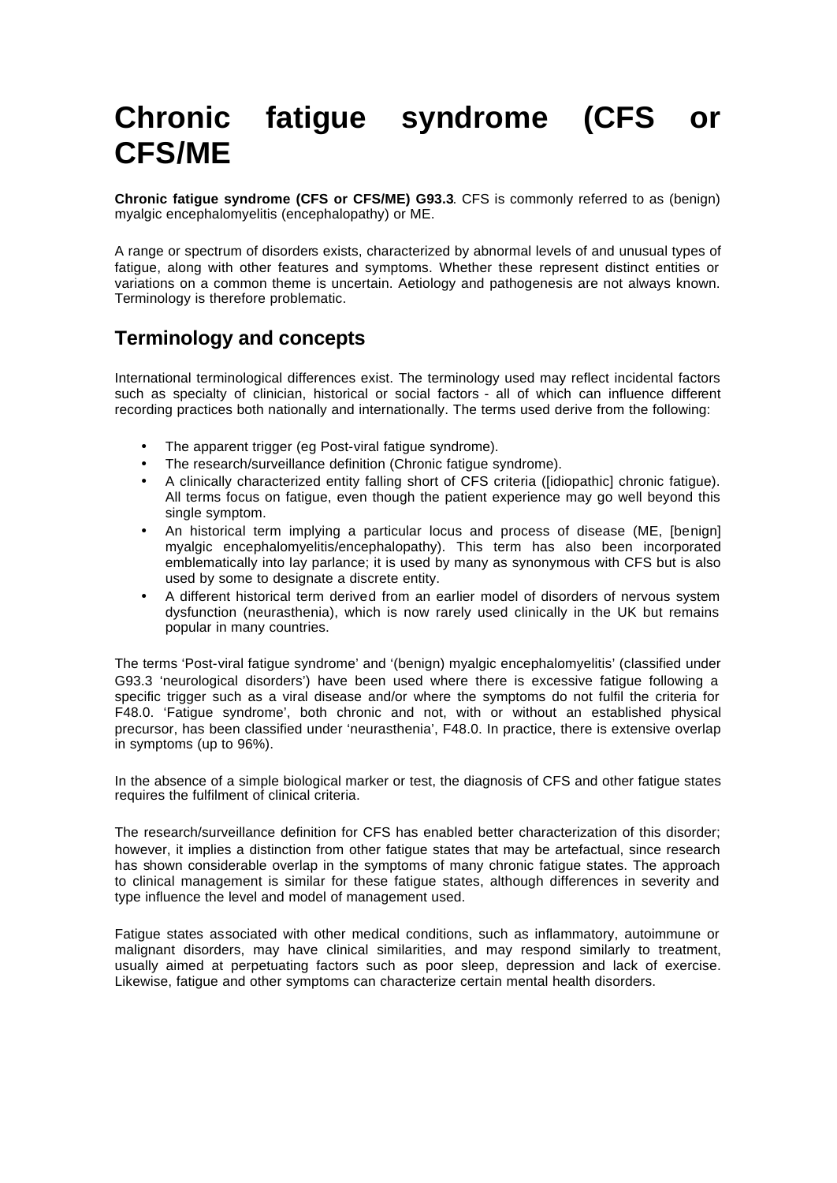# Chronic fatigue syndrome (CFS or CFS/ME

**Chronic fatigue syndrome (CFS or CFS/ME) G93.3**. CFS is commonly referred to as (benign) myalgic encephalomyelitis (encephalopathy) or ME.

A range or spectrum of disorders exists, characterized by abnormal levels of and unusual types of fatigue, along with other features and symptoms. Whether these represent distinct entities or variations on a common theme is uncertain. Aetiology and pathogenesis are not always known. Terminology is therefore problematic.

## Terminology and concepts

International terminological differences exist. The terminology used may reflect incidental factors such as specialty of clinician, historical or social factors - all of which can influence different recording practices both nationally and internationally. The terms used derive from the following:

- The apparent trigger (eg Post-viral fatigue syndrome).
- The research/surveillance definition (Chronic fatigue syndrome).
- A clinically characterized entity falling short of CFS criteria ([idiopathic] chronic fatigue). All terms focus on fatigue, even though the patient experience may go well beyond this single symptom.
- An historical term implying a particular locus and process of disease (ME, [benign] myalgic encephalomyelitis/encephalopathy). This term has also been incorporated emblematically into lay parlance; it is used by many as synonymous with CFS but is also used by some to designate a discrete entity.
- A different historical term derived from an earlier model of disorders of nervous system dysfunction (neurasthenia), which is now rarely used clinically in the UK but remains popular in many countries.

The terms 'Post-viral fatigue syndrome' and '(benign) myalgic encephalomyelitis' (classified under G93.3 'neurological disorders') have been used where there is excessive fatigue following a specific trigger such as a viral disease and/or where the symptoms do not fulfil the criteria for F48.0. 'Fatigue syndrome', both chronic and not, with or without an established physical precursor, has been classified under 'neurasthenia', F48.0. In practice, there is extensive overlap in symptoms (up to 96%).

In the absence of a simple biological marker or test, the diagnosis of CFS and other fatigue states requires the fulfilment of clinical criteria.

The research/surveillance definition for CFS has enabled better characterization of this disorder; however, it implies a distinction from other fatigue states that may be artefactual, since research has shown considerable overlap in the symptoms of many chronic fatigue states. The approach to clinical management is similar for these fatigue states, although differences in severity and type influence the level and model of management used.

Fatigue states associated with other medical conditions, such as inflammatory, autoimmune or malignant disorders, may have clinical similarities, and may respond similarly to treatment, usually aimed at perpetuating factors such as poor sleep, depression and lack of exercise. Likewise, fatigue and other symptoms can characterize certain mental health disorders.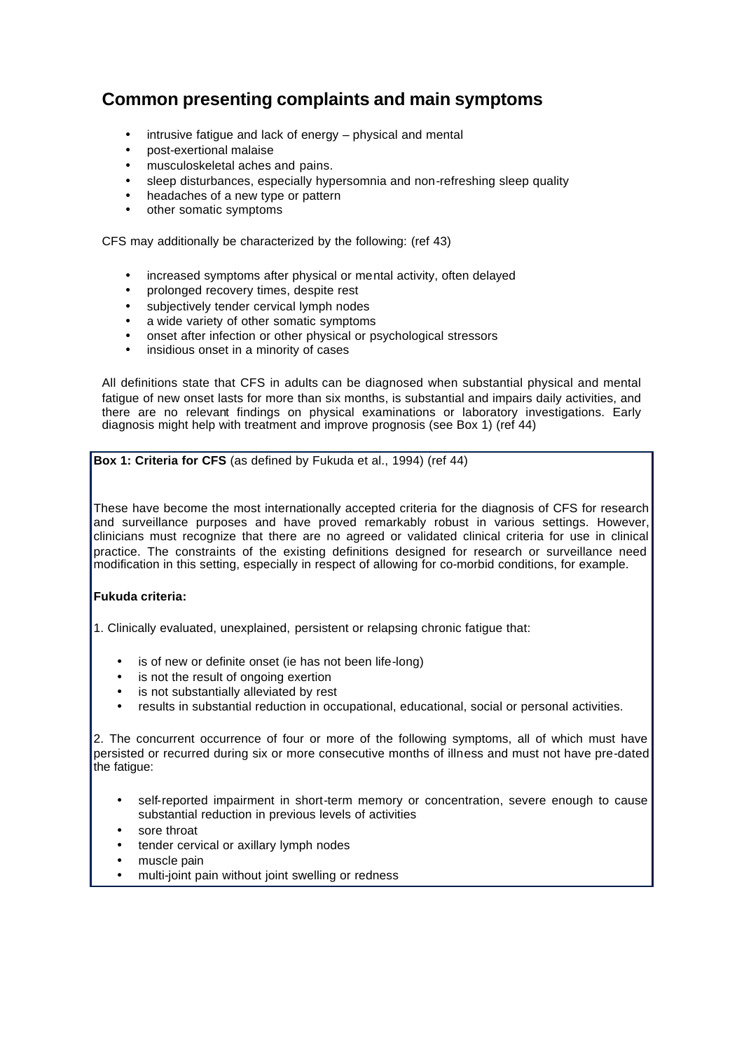## Common presenting complaints and main symptoms

- intrusive fatigue and lack of energy – physical and mental
- post-exertional malaise
- musculoskeletal aches and pains.
- sleep disturbances, especially hypersomnia and non-refreshing sleep quality
- headaches of a new type or pattern
- other somatic symptoms

CFS may additionally be characterized by the following: (ref 43)

- increased symptoms after physical or mental activity, often delayed
- prolonged recovery times, despite rest
- subjectively tender cervical lymph nodes
- a wide variety of other somatic symptoms
- onset after infection or other physical or psychological stressors
- insidious onset in a minority of cases

All definitions state that CFS in adults can be diagnosed when substantial physical and mental fatigue of new onset lasts for more than six months, is substantial and impairs daily activities, and there are no relevant findings on physical examinations or laboratory investigations. Early diagnosis might help with treatment and improve prognosis (see Box 1) (ref 44)

**Box 1: Criteria for CFS** (as defined by Fukuda et al., 1994) (ref 44)

These have become the most internationally accepted criteria for the diagnosis of CFS for research and surveillance purposes and have proved remarkably robust in various settings. However, clinicians must recognize that there are no agreed or validated clinical criteria for use in clinical practice. The constraints of the existing definitions designed for research or surveillance need modification in this setting, especially in respect of allowing for co-morbid conditions, for example.

**Fukuda criteria:**

1. Clinically evaluated, unexplained, persistent or relapsing chronic fatigue that:

- is of new or definite onset (ie has not been life-long)
- is not the result of ongoing exertion
- is not substantially alleviated by rest
- results in substantial reduction in occupational, educational, social or personal activities.

2. The concurrent occurrence of four or more of the following symptoms, all of which must have persisted or recurred during six or more consecutive months of illness and must not have pre-dated the fatigue:

- self-reported impairment in short-term memory or concentration, severe enough to cause substantial reduction in previous levels of activities
- sore throat
- tender cervical or axillary lymph nodes
- muscle pain
- multi-joint pain without joint swelling or redness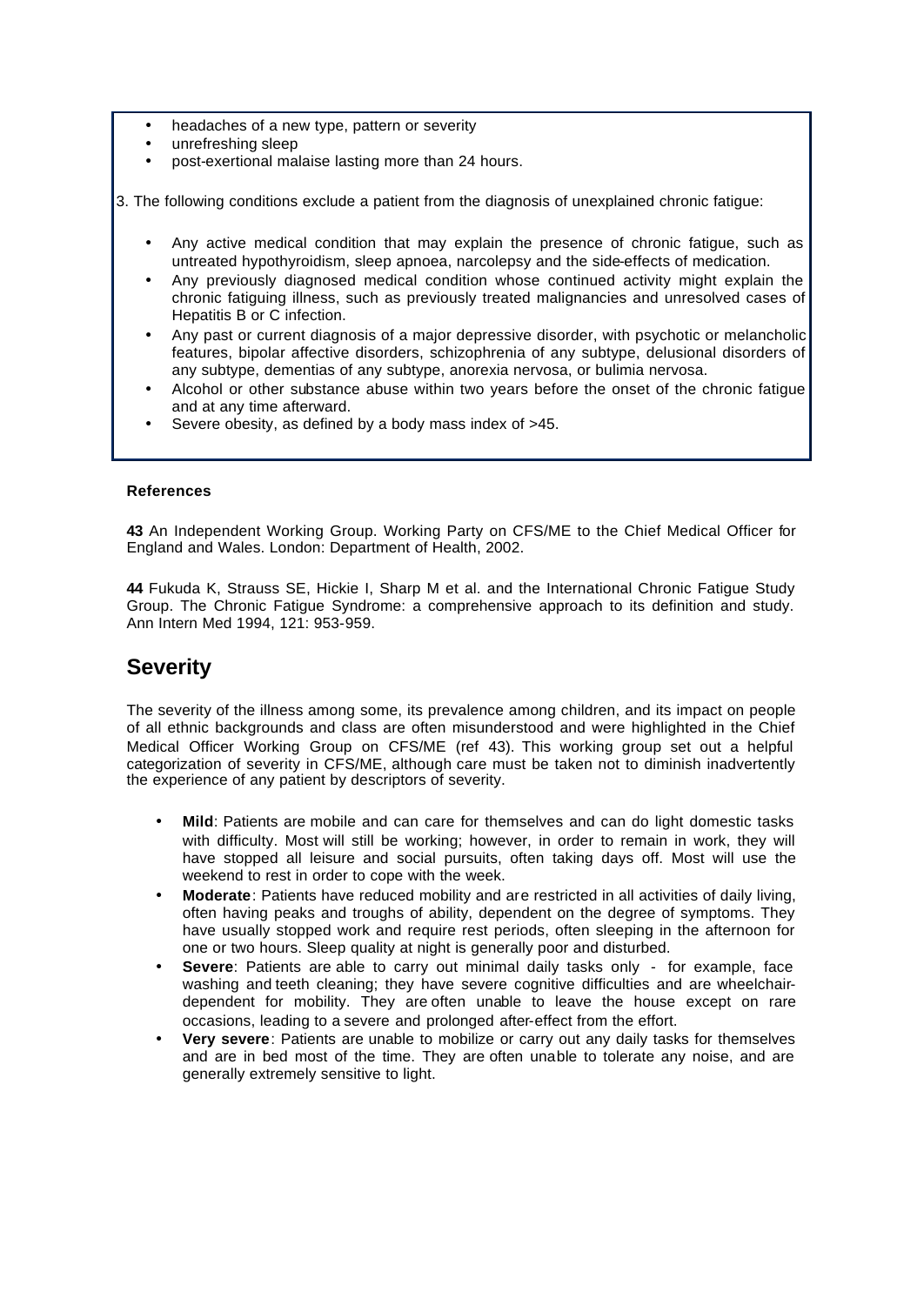- headaches of a new type, pattern or severity
- unrefreshing sleep
- post-exertional malaise lasting more than 24 hours.

3. The following conditions exclude a patient from the diagnosis of unexplained chronic fatigue:

- Any active medical condition that may explain the presence of chronic fatigue, such as untreated hypothyroidism, sleep apnoea, narcolepsy and the side-effects of medication.
- Any previously diagnosed medical condition whose continued activity might explain the chronic fatiguing illness, such as previously treated malignancies and unresolved cases of Hepatitis B or C infection.
- Any past or current diagnosis of a major depressive disorder, with psychotic or melancholic features, bipolar affective disorders, schizophrenia of any subtype, delusional disorders of any subtype, dementias of any subtype, anorexia nervosa, or bulimia nervosa.
- Alcohol or other substance abuse within two years before the onset of the chronic fatigue and at any time afterward.
- Severe obesity, as defined by a body mass index of >45.

#### References

**43** An Independent Working Group. Working Party on CFS/ME to the Chief Medical Officer for England and Wales. London: Department of Health, 2002.

**44** Fukuda K, Strauss SE, Hickie I, Sharp M et al. and the International Chronic Fatigue Study Group. The Chronic Fatigue Syndrome: a comprehensive approach to its definition and study. Ann Intern Med 1994, 121: 953-959.

## Severity

The severity of the illness among some, its prevalence among children, and its impact on people of all ethnic backgrounds and class are often misunderstood and were highlighted in the Chief Medical Officer Working Group on CFS/ME (ref 43). This working group set out a helpful categorization of severity in CFS/ME, although care must be taken not to diminish inadvertently the experience of any patient by descriptors of severity.

- **Mild**: Patients are mobile and can care for themselves and can do light domestic tasks with difficulty. Most will still be working; however, in order to remain in work, they will have stopped all leisure and social pursuits, often taking days off. Most will use the weekend to rest in order to cope with the week.
- **Moderate**: Patients have reduced mobility and are restricted in all activities of daily living, often having peaks and troughs of ability, dependent on the degree of symptoms. They have usually stopped work and require rest periods, often sleeping in the afternoon for one or two hours. Sleep quality at night is generally poor and disturbed.
- **Severe**: Patients are able to carry out minimal daily tasks only - for example, face washing and teeth cleaning; they have severe cognitive difficulties and are wheelchair-dependent for mobility. They are often unable to leave the house except on rare occasions, leading to a severe and prolonged after-effect from the effort.
- **Very severe**: Patients are unable to mobilize or carry out any daily tasks for themselves and are in bed most of the time. They are often unable to tolerate any noise, and are generally extremely sensitive to light.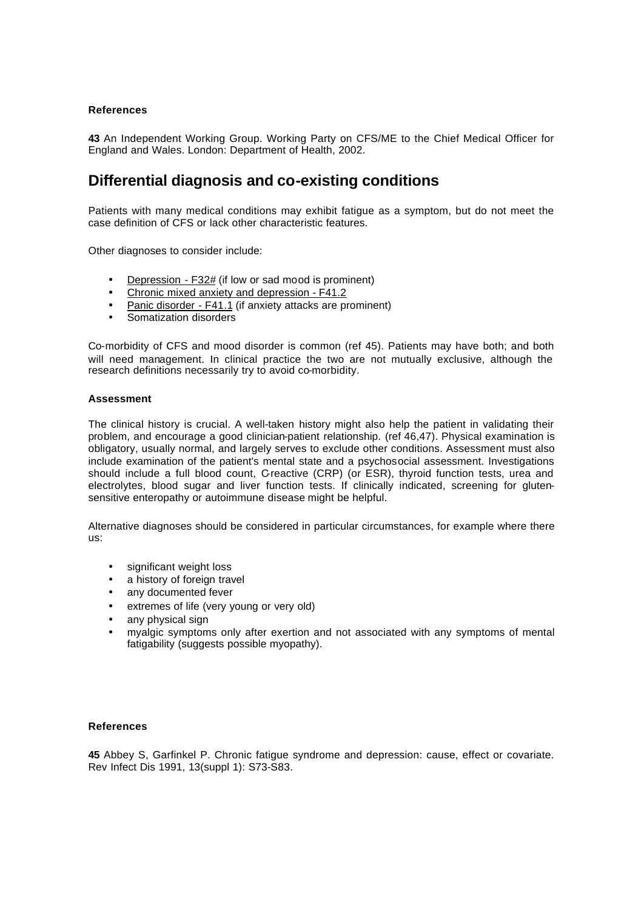#### References

**43** An Independent Working Group. Working Party on CFS/ME to the Chief Medical Officer for England and Wales. London: Department of Health, 2002.

## Differential diagnosis and co-existing conditions

Patients with many medical conditions may exhibit fatigue as a symptom, but do not meet the case definition of CFS or lack other characteristic features.

Other diagnoses to consider include:

- Depression - F32# (if low or sad mood is prominent)
- Chronic mixed anxiety and depression - F41.2
- Panic disorder - F41.1 (if anxiety attacks are prominent)
- Somatization disorders

Co-morbidity of CFS and mood disorder is common (ref 45). Patients may have both; and both will need management. In clinical practice the two are not mutually exclusive, although the research definitions necessarily try to avoid co-morbidity.

#### Assessment

The clinical history is crucial. A well-taken history might also help the patient in validating their problem, and encourage a good clinician-patient relationship. (ref 46,47). Physical examination is obligatory, usually normal, and largely serves to exclude other conditions. Assessment must also include examination of the patient's mental state and a psychosocial assessment. Investigations should include a full blood count, C-reactive (CRP) (or ESR), thyroid function tests, urea and electrolytes, blood sugar and liver function tests. If clinically indicated, screening for gluten-sensitive enteropathy or autoimmune disease might be helpful.

Alternative diagnoses should be considered in particular circumstances, for example where there us:

- significant weight loss
- a history of foreign travel
- any documented fever
- extremes of life (very young or very old)
- any physical sign
- myalgic symptoms only after exertion and not associated with any symptoms of mental fatigability (suggests possible myopathy).

#### References

**45** Abbey S, Garfinkel P. Chronic fatigue syndrome and depression: cause, effect or covariate. Rev Infect Dis 1991, 13(suppl 1): S73-S83.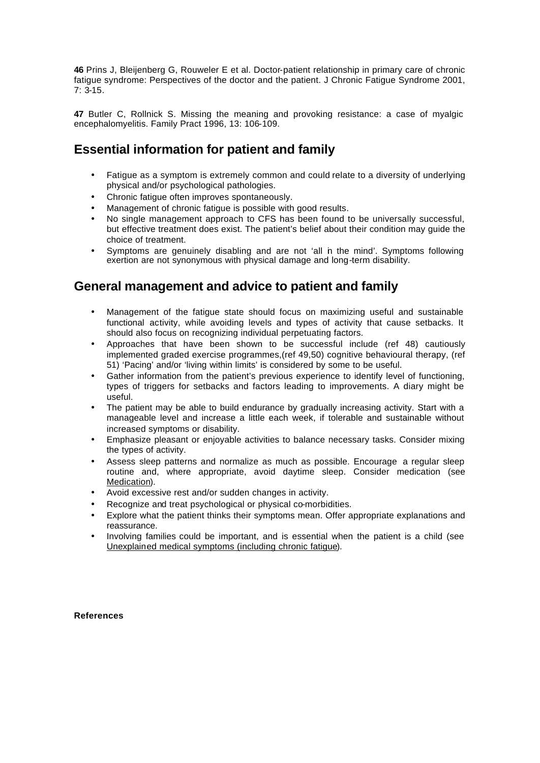**46** Prins J, Bleijenberg G, Rouweler E et al. Doctor-patient relationship in primary care of chronic fatigue syndrome: Perspectives of the doctor and the patient. J Chronic Fatigue Syndrome 2001, 7: 3-15.

**47** Butler C, Rollnick S. Missing the meaning and provoking resistance: a case of myalgic encephalomyelitis. Family Pract 1996, 13: 106-109.

## Essential information for patient and family

- Fatigue as a symptom is extremely common and could relate to a diversity of underlying physical and/or psychological pathologies.
- Chronic fatigue often improves spontaneously.
- Management of chronic fatigue is possible with good results.
- No single management approach to CFS has been found to be universally successful, but effective treatment does exist. The patient's belief about their condition may guide the choice of treatment.
- Symptoms are genuinely disabling and are not 'all in the mind'. Symptoms following exertion are not synonymous with physical damage and long-term disability.

## General management and advice to patient and family

- Management of the fatigue state should focus on maximizing useful and sustainable functional activity, while avoiding levels and types of activity that cause setbacks. It should also focus on recognizing individual perpetuating factors.
- Approaches that have been shown to be successful include (ref 48) cautiously implemented graded exercise programmes,(ref 49,50) cognitive behavioural therapy, (ref 51) 'Pacing' and/or 'living within limits' is considered by some to be useful.
- Gather information from the patient's previous experience to identify level of functioning, types of triggers for setbacks and factors leading to improvements. A diary might be useful.
- The patient may be able to build endurance by gradually increasing activity. Start with a manageable level and increase a little each week, if tolerable and sustainable without increased symptoms or disability.
- Emphasize pleasant or enjoyable activities to balance necessary tasks. Consider mixing the types of activity.
- Assess sleep patterns and normalize as much as possible. Encourage a regular sleep routine and, where appropriate, avoid daytime sleep. Consider medication (see Medication).
- Avoid excessive rest and/or sudden changes in activity.
- Recognize and treat psychological or physical co-morbidities.
- Explore what the patient thinks their symptoms mean. Offer appropriate explanations and reassurance.
- Involving families could be important, and is essential when the patient is a child (see Unexplained medical symptoms (including chronic fatigue).

**References**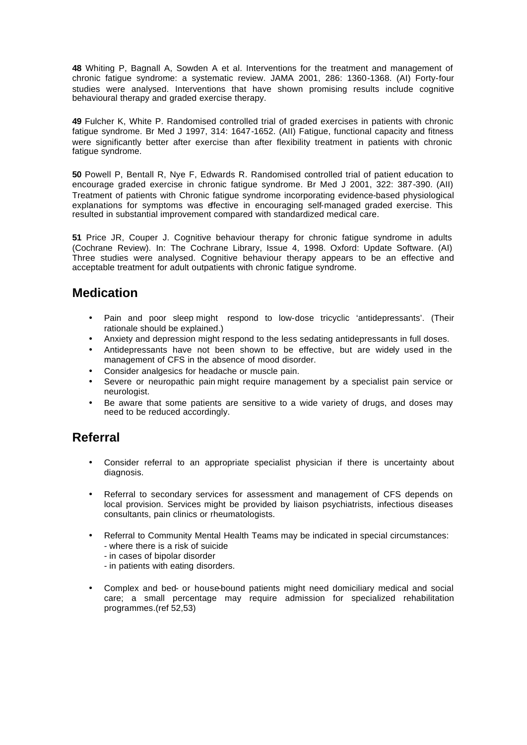**48** Whiting P, Bagnall A, Sowden A et al. Interventions for the treatment and management of chronic fatigue syndrome: a systematic review. JAMA 2001, 286: 1360-1368. (AI) Forty-four studies were analysed. Interventions that have shown promising results include cognitive behavioural therapy and graded exercise therapy.

**49** Fulcher K, White P. Randomised controlled trial of graded exercises in patients with chronic fatigue syndrome. Br Med J 1997, 314: 1647-1652. (AII) Fatigue, functional capacity and fitness were significantly better after exercise than after flexibility treatment in patients with chronic fatigue syndrome.

**50** Powell P, Bentall R, Nye F, Edwards R. Randomised controlled trial of patient education to encourage graded exercise in chronic fatigue syndrome. Br Med J 2001, 322: 387-390. (AII) Treatment of patients with Chronic fatigue syndrome incorporating evidence-based physiological explanations for symptoms was effective in encouraging self-managed graded exercise. This resulted in substantial improvement compared with standardized medical care.

**51** Price JR, Couper J. Cognitive behaviour therapy for chronic fatigue syndrome in adults (Cochrane Review). In: The Cochrane Library, Issue 4, 1998. Oxford: Update Software. (AI) Three studies were analysed. Cognitive behaviour therapy appears to be an effective and acceptable treatment for adult outpatients with chronic fatigue syndrome.

## Medication

- Pain and poor sleep might respond to low-dose tricyclic 'antidepressants'. (Their rationale should be explained.)
- Anxiety and depression might respond to the less sedating antidepressants in full doses.
- Antidepressants have not been shown to be effective, but are widely used in the management of CFS in the absence of mood disorder.
- Consider analgesics for headache or muscle pain.
- Severe or neuropathic pain might require management by a specialist pain service or neurologist.
- Be aware that some patients are sensitive to a wide variety of drugs, and doses may need to be reduced accordingly.

## Referral

- Consider referral to an appropriate specialist physician if there is uncertainty about diagnosis.

- Referral to secondary services for assessment and management of CFS depends on local provision. Services might be provided by liaison psychiatrists, infectious diseases consultants, pain clinics or rheumatologists.

- Referral to Community Mental Health Teams may be indicated in special circumstances:
  - where there is a risk of suicide
  - in cases of bipolar disorder
  - in patients with eating disorders.

- Complex and bed- or house-bound patients might need domiciliary medical and social care; a small percentage may require admission for specialized rehabilitation programmes.(ref 52,53)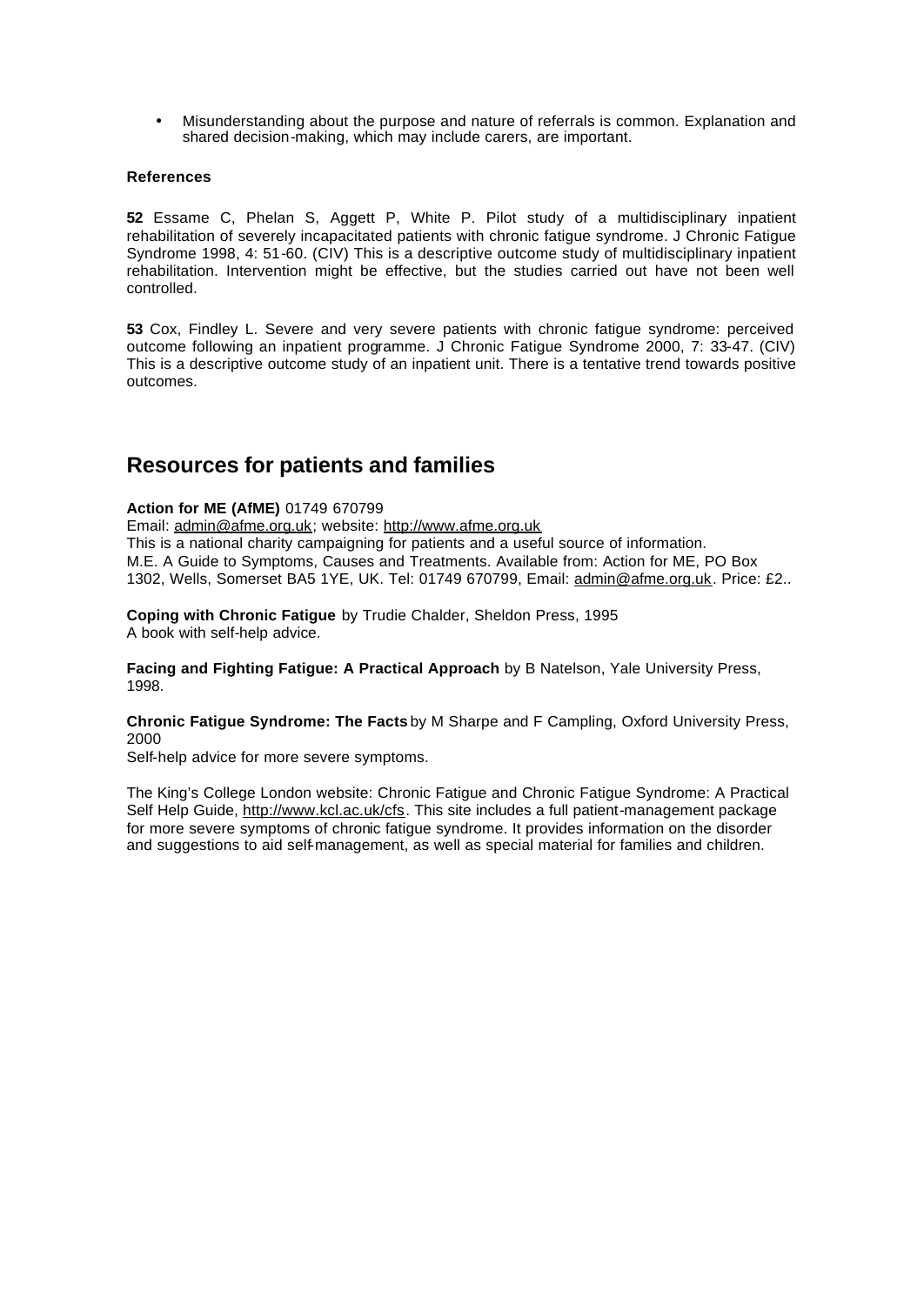- Misunderstanding about the purpose and nature of referrals is common. Explanation and shared decision-making, which may include carers, are important.

**References**

**52** Essame C, Phelan S, Aggett P, White P. Pilot study of a multidisciplinary inpatient rehabilitation of severely incapacitated patients with chronic fatigue syndrome. J Chronic Fatigue Syndrome 1998, 4: 51-60. (CIV) This is a descriptive outcome study of multidisciplinary inpatient rehabilitation. Intervention might be effective, but the studies carried out have not been well controlled.

**53** Cox, Findley L. Severe and very severe patients with chronic fatigue syndrome: perceived outcome following an inpatient programme. J Chronic Fatigue Syndrome 2000, 7: 33-47. (CIV) This is a descriptive outcome study of an inpatient unit. There is a tentative trend towards positive outcomes.

## Resources for patients and families

**Action for ME (AfME)** 01749 670799
Email: admin@afme.org.uk; website: http://www.afme.org.uk
This is a national charity campaigning for patients and a useful source of information.
M.E. A Guide to Symptoms, Causes and Treatments. Available from: Action for ME, PO Box 1302, Wells, Somerset BA5 1YE, UK. Tel: 01749 670799, Email: admin@afme.org.uk. Price: £2..

**Coping with Chronic Fatigue** by Trudie Chalder, Sheldon Press, 1995
A book with self-help advice.

**Facing and Fighting Fatigue: A Practical Approach** by B Natelson, Yale University Press, 1998.

**Chronic Fatigue Syndrome: The Facts** by M Sharpe and F Campling, Oxford University Press, 2000
Self-help advice for more severe symptoms.

The King's College London website: Chronic Fatigue and Chronic Fatigue Syndrome: A Practical Self Help Guide, http://www.kcl.ac.uk/cfs. This site includes a full patient-management package for more severe symptoms of chronic fatigue syndrome. It provides information on the disorder and suggestions to aid self-management, as well as special material for families and children.